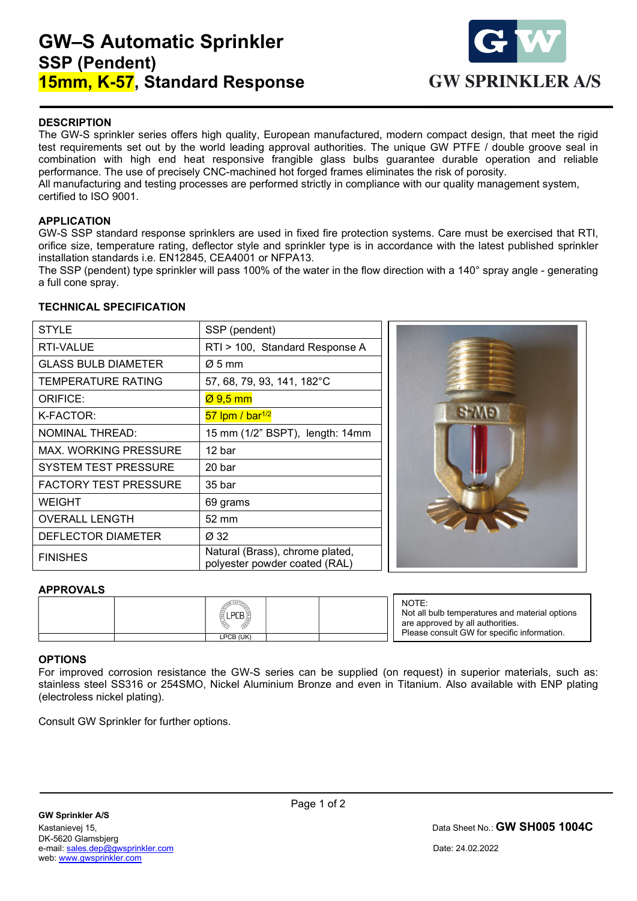# GW–S Automatic Sprinkler
## SSP (Pendent)
## 15mm, K-57, Standard Response

GW SPRINKLER A/S

### DESCRIPTION

The GW-S sprinkler series offers high quality, European manufactured, modern compact design, that meet the rigid test requirements set out by the world leading approval authorities. The unique GW PTFE / double groove seal in combination with high end heat responsive frangible glass bulbs guarantee durable operation and reliable performance. The use of precisely CNC-machined hot forged frames eliminates the risk of porosity.
All manufacturing and testing processes are performed strictly in compliance with our quality management system, certified to ISO 9001.

### APPLICATION

GW-S SSP standard response sprinklers are used in fixed fire protection systems. Care must be exercised that RTI, orifice size, temperature rating, deflector style and sprinkler type is in accordance with the latest published sprinkler installation standards i.e. EN12845, CEA4001 or NFPA13.
The SSP (pendent) type sprinkler will pass 100% of the water in the flow direction with a 140° spray angle - generating a full cone spray.

### TECHNICAL SPECIFICATION

| | |
|---|---|
| STYLE | SSP (pendent) |
| RTI-VALUE | RTI > 100, Standard Response A |
| GLASS BULB DIAMETER | Ø 5 mm |
| TEMPERATURE RATING | 57, 68, 79, 93, 141, 182°C |
| ORIFICE: | Ø 9,5 mm |
| K-FACTOR: | 57 lpm / bar$^{1/2}$ |
| NOMINAL THREAD: | 15 mm (1/2" BSPT), length: 14mm |
| MAX. WORKING PRESSURE | 12 bar |
| SYSTEM TEST PRESSURE | 20 bar |
| FACTORY TEST PRESSURE | 35 bar |
| WEIGHT | 69 grams |
| OVERALL LENGTH | 52 mm |
| DEFLECTOR DIAMETER | Ø 32 |
| FINISHES | Natural (Brass), chrome plated, polyester powder coated (RAL) |

### APPROVALS

| | | | | |
|---|---|---|---|---|
| | | LPCB (UK) | | |

NOTE:
Not all bulb temperatures and material options are approved by all authorities.
Please consult GW for specific information.

### OPTIONS

For improved corrosion resistance the GW-S series can be supplied (on request) in superior materials, such as: stainless steel SS316 or 254SMO, Nickel Aluminium Bronze and even in Titanium. Also available with ENP plating (electroless nickel plating).

Consult GW Sprinkler for further options.

**GW Sprinkler A/S**
Kastanievej 15,
DK-5620 Glamsbjerg
e-mail: sales.dep@gwsprinkler.com
web: www.gwsprinkler.com

Data Sheet No.: **GW SH005 1004C**

Date: 24.02.2022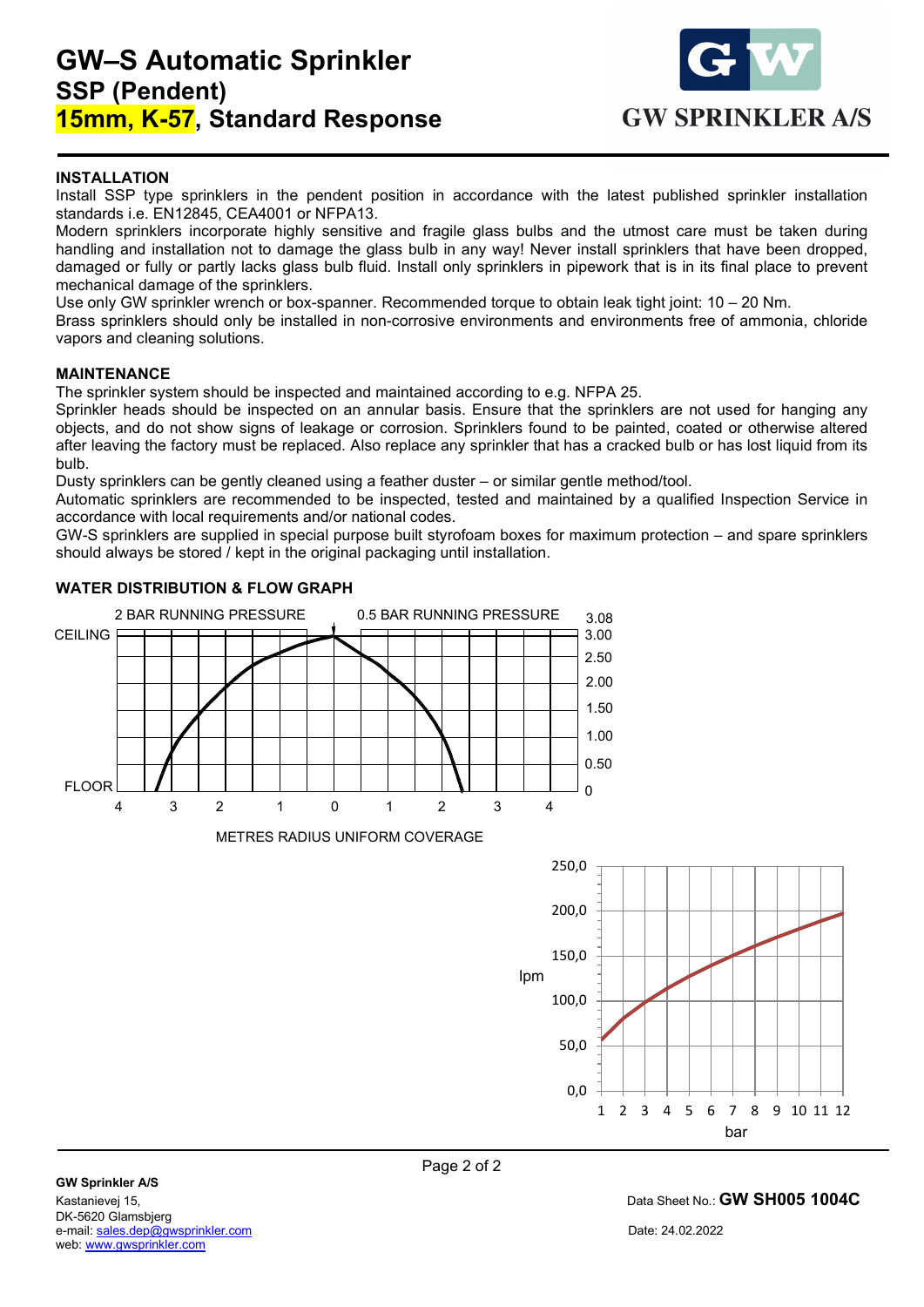# GW–S Automatic Sprinkler
## SSP (Pendent)
## 15mm, K-57, Standard Response

GW SPRINKLER A/S

### INSTALLATION

Install SSP type sprinklers in the pendent position in accordance with the latest published sprinkler installation standards i.e. EN12845, CEA4001 or NFPA13.

Modern sprinklers incorporate highly sensitive and fragile glass bulbs and the utmost care must be taken during handling and installation not to damage the glass bulb in any way! Never install sprinklers that have been dropped, damaged or fully or partly lacks glass bulb fluid. Install only sprinklers in pipework that is in its final place to prevent mechanical damage of the sprinklers.

Use only GW sprinkler wrench or box-spanner. Recommended torque to obtain leak tight joint: 10 – 20 Nm.

Brass sprinklers should only be installed in non-corrosive environments and environments free of ammonia, chloride vapors and cleaning solutions.

### MAINTENANCE

The sprinkler system should be inspected and maintained according to e.g. NFPA 25.

Sprinkler heads should be inspected on an annular basis. Ensure that the sprinklers are not used for hanging any objects, and do not show signs of leakage or corrosion. Sprinklers found to be painted, coated or otherwise altered after leaving the factory must be replaced. Also replace any sprinkler that has a cracked bulb or has lost liquid from its bulb.

Dusty sprinklers can be gently cleaned using a feather duster – or similar gentle method/tool.

Automatic sprinklers are recommended to be inspected, tested and maintained by a qualified Inspection Service in accordance with local requirements and/or national codes.

GW-S sprinklers are supplied in special purpose built styrofoam boxes for maximum protection – and spare sprinklers should always be stored / kept in the original packaging until installation.

### WATER DISTRIBUTION & FLOW GRAPH

2 BAR RUNNING PRESSURE
0.5 BAR RUNNING PRESSURE
CEILING
FLOOR
3.08
3.00
2.50
2.00
1.50
1.00
0.50
0
4 3 2 1 0 1 2 3 4
METRES RADIUS UNIFORM COVERAGE

lpm
250,0
200,0
150,0
100,0
50,0
0,0
1 2 3 4 5 6 7 8 9 10 11 12
bar

**GW Sprinkler A/S**
Kastanievej 15,
DK-5620 Glamsbjerg
e-mail: sales.dep@gwsprinkler.com
web: www.gwsprinkler.com

Data Sheet No.: **GW SH005 1004C**

Date: 24.02.2022